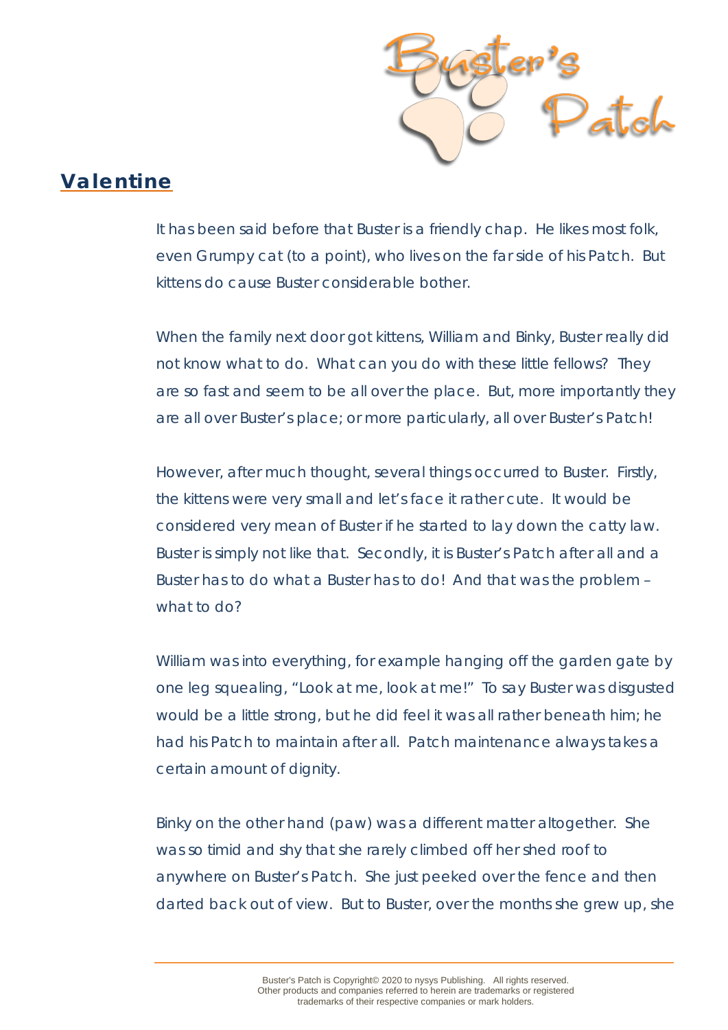## Valentine

It has been said before that Buster is a friendly chap. He likes most folk, even Grumpy cat (to a point), who lives on the far side of his Patch. But kittens do cause Buster considerable bother.

When the family next door got kittens, William and Binky, Buster really did not know what to do. What can you do with these little fellows? They are so fast and seem to be all over the place. But, more importantly they are all over Buster's place; or more particularly, all over Buster's Patch!

However, after much thought, several things occurred to Buster. Firstly, the kittens were very small and let's face it rather cute. It would be considered very mean of Buster if he started to lay down the catty law. Buster is simply not like that. Secondly, it is Buster's Patch after all and a Buster has to do what a Buster has to do! And that was the problem – what to do?

William was into everything, for example hanging off the garden gate by one leg squealing, "Look at me, look at me!" To say Buster was disgusted would be a little strong, but he did feel it was all rather beneath him; he had his Patch to maintain after all. Patch maintenance always takes a certain amount of dignity.

Binky on the other hand (paw) was a different matter altogether. She was so timid and shy that she rarely climbed off her shed roof to anywhere on Buster's Patch. She just peeked over the fence and then darted back out of view. But to Buster, over the months she grew up, she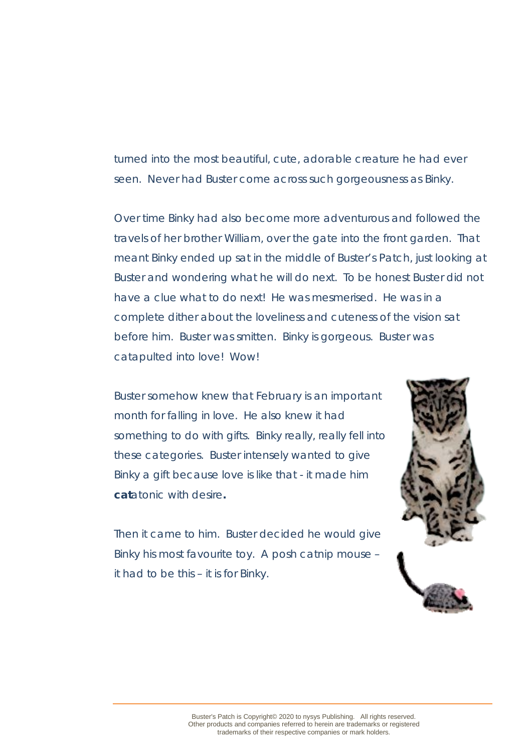turned into the most beautiful, cute, adorable creature he had ever seen. Never had Buster come across such gorgeousness as Binky.

Over time Binky had also become more adventurous and followed the travels of her brother William, over the gate into the front garden. That meant Binky ended up sat in the middle of Buster's Patch, just looking at Buster and wondering what he will do next. To be honest Buster did not have a clue what to do next! He was mesmerised. He was in a complete dither about the loveliness and cuteness of the vision sat before him. Buster was smitten. Binky is gorgeous. Buster was catapulted into love! Wow!

Buster somehow knew that February is an important month for falling in love. He also knew it had something to do with gifts. Binky really, really fell into these categories. Buster intensely wanted to give Binky a gift because love is like that - it made him **cat**atonic with desire**.**

Then it came to him. Buster decided he would give Binky his most favourite toy. A posh catnip mouse – it had to be this – it is for Binky.

Buster's Patch is Copyright© 2020 to nysys Publishing. All rights reserved.
Other products and companies referred to herein are trademarks or registered trademarks of their respective companies or mark holders.